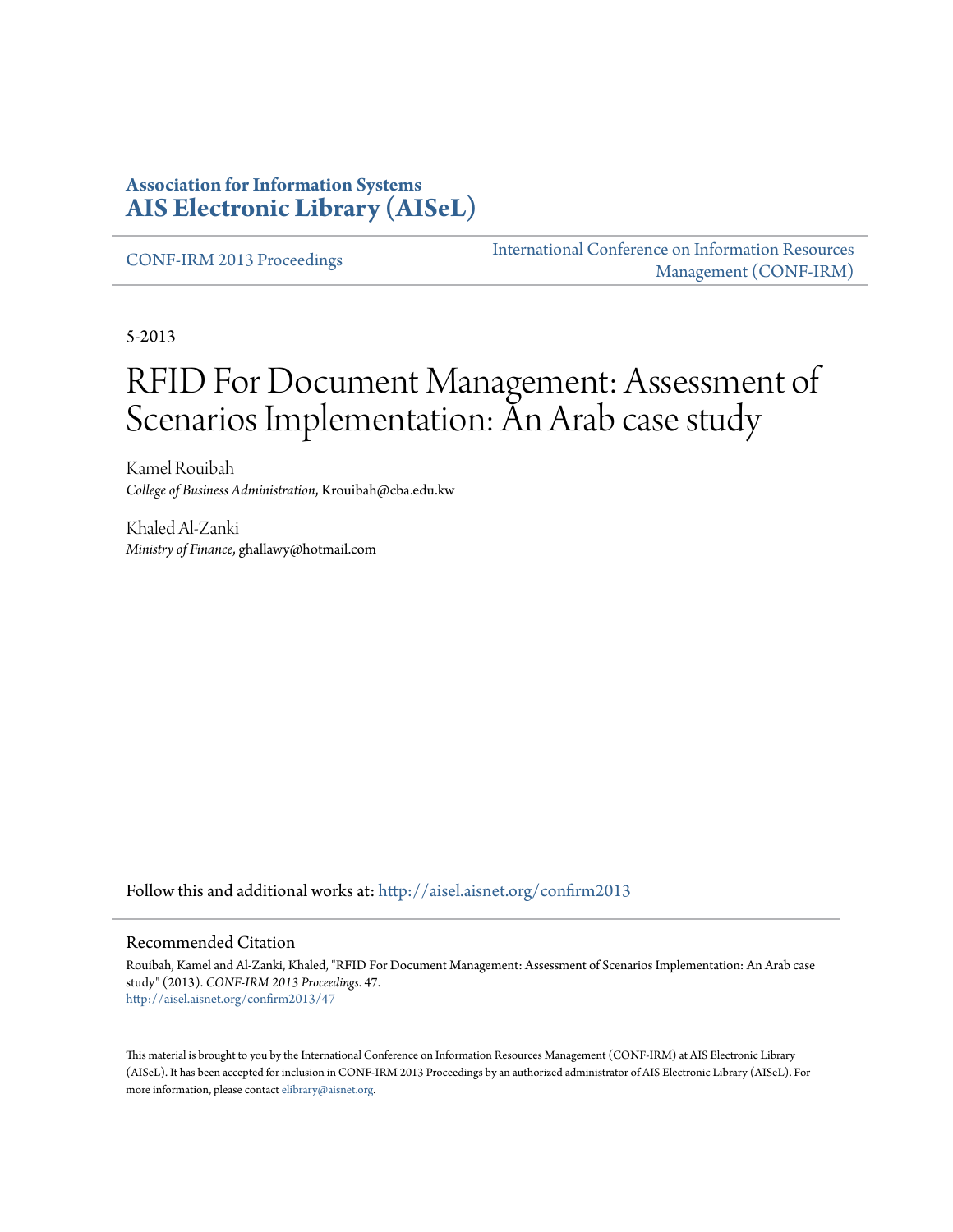**Association for Information Systems**
**AIS Electronic Library (AISeL)**

CONF-IRM 2013 Proceedings

International Conference on Information Resources Management (CONF-IRM)

5-2013

# RFID For Document Management: Assessment of Scenarios Implementation: An Arab case study

Kamel Rouibah
*College of Business Administration*, Krouibah@cba.edu.kw

Khaled Al-Zanki
*Ministry of Finance*, ghallawy@hotmail.com

Follow this and additional works at: http://aisel.aisnet.org/confirm2013

## Recommended Citation

Rouibah, Kamel and Al-Zanki, Khaled, "RFID For Document Management: Assessment of Scenarios Implementation: An Arab case study" (2013). *CONF-IRM 2013 Proceedings*. 47.
http://aisel.aisnet.org/confirm2013/47

This material is brought to you by the International Conference on Information Resources Management (CONF-IRM) at AIS Electronic Library (AISeL). It has been accepted for inclusion in CONF-IRM 2013 Proceedings by an authorized administrator of AIS Electronic Library (AISeL). For more information, please contact elibrary@aisnet.org.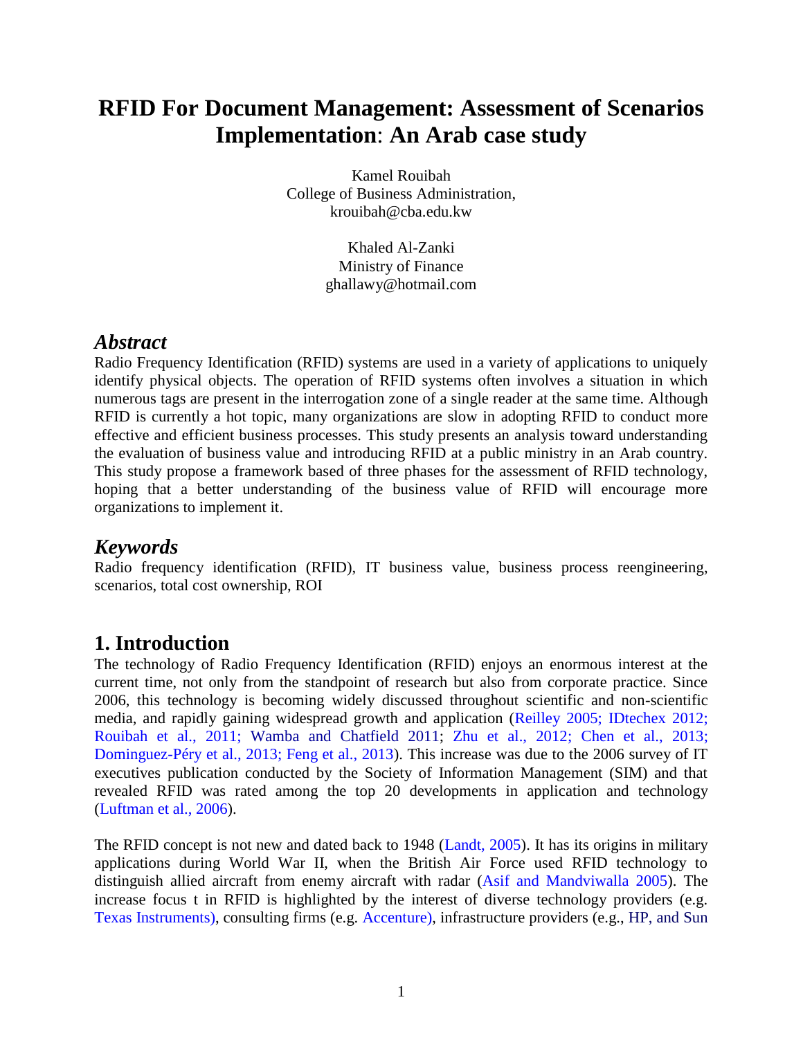# RFID For Document Management: Assessment of Scenarios Implementation: An Arab case study

Kamel Rouibah
College of Business Administration,
krouibah@cba.edu.kw

Khaled Al-Zanki
Ministry of Finance
ghallawy@hotmail.com

## *Abstract*

Radio Frequency Identification (RFID) systems are used in a variety of applications to uniquely identify physical objects. The operation of RFID systems often involves a situation in which numerous tags are present in the interrogation zone of a single reader at the same time. Although RFID is currently a hot topic, many organizations are slow in adopting RFID to conduct more effective and efficient business processes. This study presents an analysis toward understanding the evaluation of business value and introducing RFID at a public ministry in an Arab country. This study propose a framework based of three phases for the assessment of RFID technology, hoping that a better understanding of the business value of RFID will encourage more organizations to implement it.

## *Keywords*

Radio frequency identification (RFID), IT business value, business process reengineering, scenarios, total cost ownership, ROI

## 1. Introduction

The technology of Radio Frequency Identification (RFID) enjoys an enormous interest at the current time, not only from the standpoint of research but also from corporate practice. Since 2006, this technology is becoming widely discussed throughout scientific and non-scientific media, and rapidly gaining widespread growth and application (Reilley 2005; IDtechex 2012; Rouibah et al., 2011; Wamba and Chatfield 2011; Zhu et al., 2012; Chen et al., 2013; Dominguez-Péry et al., 2013; Feng et al., 2013). This increase was due to the 2006 survey of IT executives publication conducted by the Society of Information Management (SIM) and that revealed RFID was rated among the top 20 developments in application and technology (Luftman et al., 2006).

The RFID concept is not new and dated back to 1948 (Landt, 2005). It has its origins in military applications during World War II, when the British Air Force used RFID technology to distinguish allied aircraft from enemy aircraft with radar (Asif and Mandviwalla 2005). The increase focus t in RFID is highlighted by the interest of diverse technology providers (e.g. Texas Instruments), consulting firms (e.g. Accenture), infrastructure providers (e.g., HP, and Sun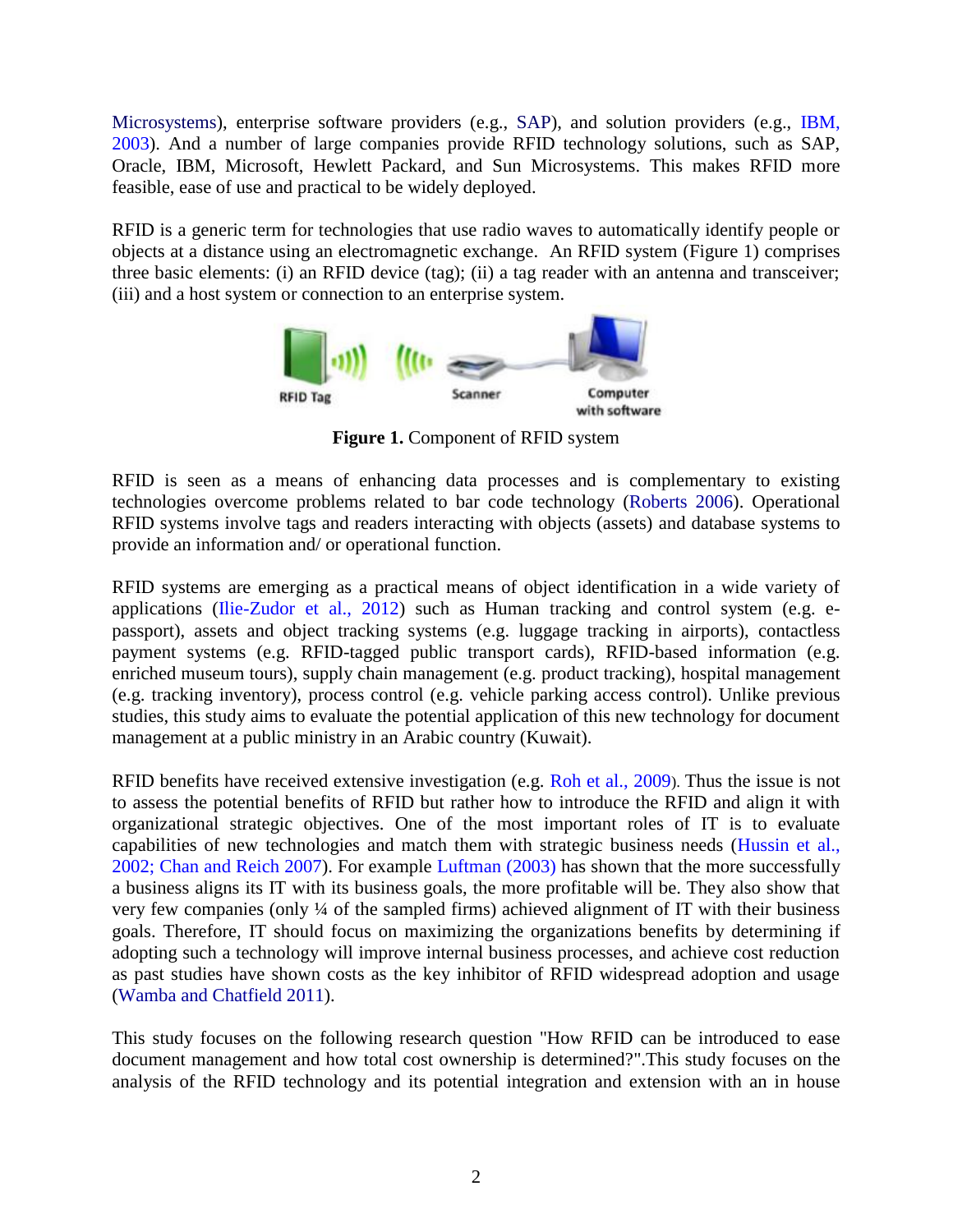Microsystems), enterprise software providers (e.g., SAP), and solution providers (e.g., IBM, 2003). And a number of large companies provide RFID technology solutions, such as SAP, Oracle, IBM, Microsoft, Hewlett Packard, and Sun Microsystems. This makes RFID more feasible, ease of use and practical to be widely deployed.

RFID is a generic term for technologies that use radio waves to automatically identify people or objects at a distance using an electromagnetic exchange. An RFID system (Figure 1) comprises three basic elements: (i) an RFID device (tag); (ii) a tag reader with an antenna and transceiver; (iii) and a host system or connection to an enterprise system.

RFID Tag Scanner Computer with software

**Figure 1.** Component of RFID system

RFID is seen as a means of enhancing data processes and is complementary to existing technologies overcome problems related to bar code technology (Roberts 2006). Operational RFID systems involve tags and readers interacting with objects (assets) and database systems to provide an information and/ or operational function.

RFID systems are emerging as a practical means of object identification in a wide variety of applications (Ilie-Zudor et al., 2012) such as Human tracking and control system (e.g. e-passport), assets and object tracking systems (e.g. luggage tracking in airports), contactless payment systems (e.g. RFID-tagged public transport cards), RFID-based information (e.g. enriched museum tours), supply chain management (e.g. product tracking), hospital management (e.g. tracking inventory), process control (e.g. vehicle parking access control). Unlike previous studies, this study aims to evaluate the potential application of this new technology for document management at a public ministry in an Arabic country (Kuwait).

RFID benefits have received extensive investigation (e.g. Roh et al., 2009). Thus the issue is not to assess the potential benefits of RFID but rather how to introduce the RFID and align it with organizational strategic objectives. One of the most important roles of IT is to evaluate capabilities of new technologies and match them with strategic business needs (Hussin et al., 2002; Chan and Reich 2007). For example Luftman (2003) has shown that the more successfully a business aligns its IT with its business goals, the more profitable will be. They also show that very few companies (only ¼ of the sampled firms) achieved alignment of IT with their business goals. Therefore, IT should focus on maximizing the organizations benefits by determining if adopting such a technology will improve internal business processes, and achieve cost reduction as past studies have shown costs as the key inhibitor of RFID widespread adoption and usage (Wamba and Chatfield 2011).

This study focuses on the following research question "How RFID can be introduced to ease document management and how total cost ownership is determined?".This study focuses on the analysis of the RFID technology and its potential integration and extension with an in house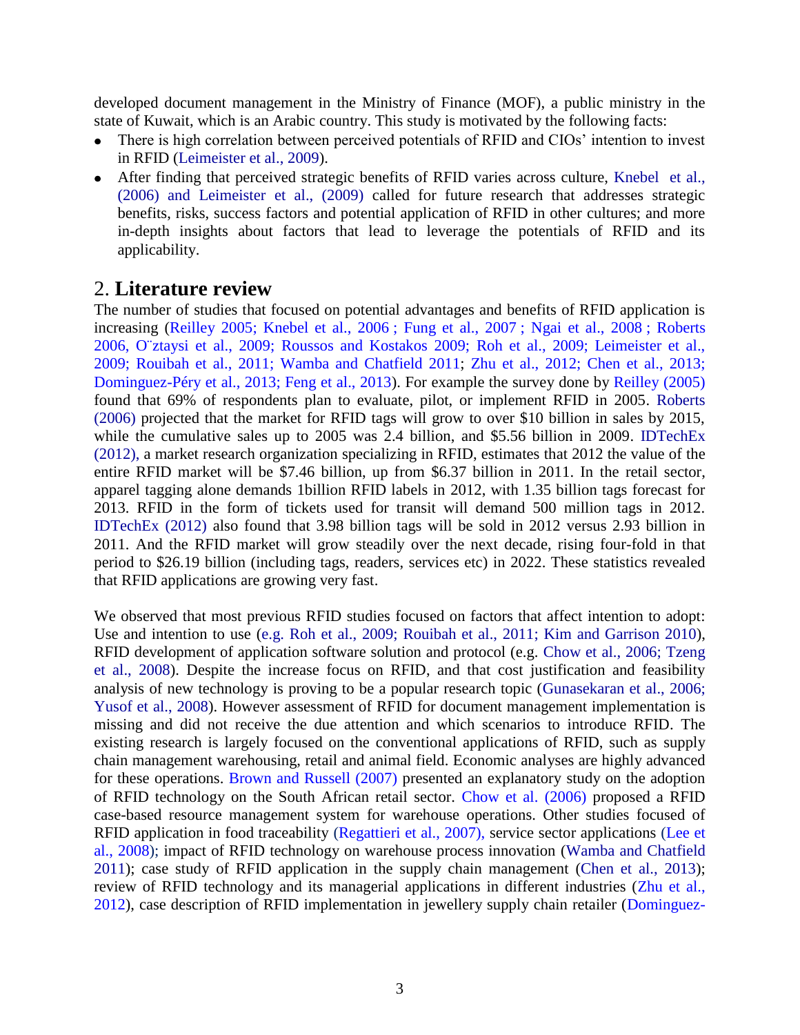developed document management in the Ministry of Finance (MOF), a public ministry in the state of Kuwait, which is an Arabic country. This study is motivated by the following facts:

- There is high correlation between perceived potentials of RFID and CIOs' intention to invest in RFID (Leimeister et al., 2009).
- After finding that perceived strategic benefits of RFID varies across culture, Knebel et al., (2006) and Leimeister et al., (2009) called for future research that addresses strategic benefits, risks, success factors and potential application of RFID in other cultures; and more in-depth insights about factors that lead to leverage the potentials of RFID and its applicability.

## 2. Literature review

The number of studies that focused on potential advantages and benefits of RFID application is increasing (Reilley 2005; Knebel et al., 2006 ; Fung et al., 2007 ; Ngai et al., 2008 ; Roberts 2006, O¨ztaysi et al., 2009; Roussos and Kostakos 2009; Roh et al., 2009; Leimeister et al., 2009; Rouibah et al., 2011; Wamba and Chatfield 2011; Zhu et al., 2012; Chen et al., 2013; Dominguez-Péry et al., 2013; Feng et al., 2013). For example the survey done by Reilley (2005) found that 69% of respondents plan to evaluate, pilot, or implement RFID in 2005. Roberts (2006) projected that the market for RFID tags will grow to over $10 billion in sales by 2015, while the cumulative sales up to 2005 was 2.4 billion, and $5.56 billion in 2009. IDTechEx (2012), a market research organization specializing in RFID, estimates that 2012 the value of the entire RFID market will be $7.46 billion, up from $6.37 billion in 2011. In the retail sector, apparel tagging alone demands 1billion RFID labels in 2012, with 1.35 billion tags forecast for 2013. RFID in the form of tickets used for transit will demand 500 million tags in 2012. IDTechEx (2012) also found that 3.98 billion tags will be sold in 2012 versus 2.93 billion in 2011. And the RFID market will grow steadily over the next decade, rising four-fold in that period to $26.19 billion (including tags, readers, services etc) in 2022. These statistics revealed that RFID applications are growing very fast.

We observed that most previous RFID studies focused on factors that affect intention to adopt: Use and intention to use (e.g. Roh et al., 2009; Rouibah et al., 2011; Kim and Garrison 2010), RFID development of application software solution and protocol (e.g. Chow et al., 2006; Tzeng et al., 2008). Despite the increase focus on RFID, and that cost justification and feasibility analysis of new technology is proving to be a popular research topic (Gunasekaran et al., 2006; Yusof et al., 2008). However assessment of RFID for document management implementation is missing and did not receive the due attention and which scenarios to introduce RFID. The existing research is largely focused on the conventional applications of RFID, such as supply chain management warehousing, retail and animal field. Economic analyses are highly advanced for these operations. Brown and Russell (2007) presented an explanatory study on the adoption of RFID technology on the South African retail sector. Chow et al. (2006) proposed a RFID case-based resource management system for warehouse operations. Other studies focused of RFID application in food traceability (Regattieri et al., 2007), service sector applications (Lee et al., 2008); impact of RFID technology on warehouse process innovation (Wamba and Chatfield 2011); case study of RFID application in the supply chain management (Chen et al., 2013); review of RFID technology and its managerial applications in different industries (Zhu et al., 2012), case description of RFID implementation in jewellery supply chain retailer (Dominguez-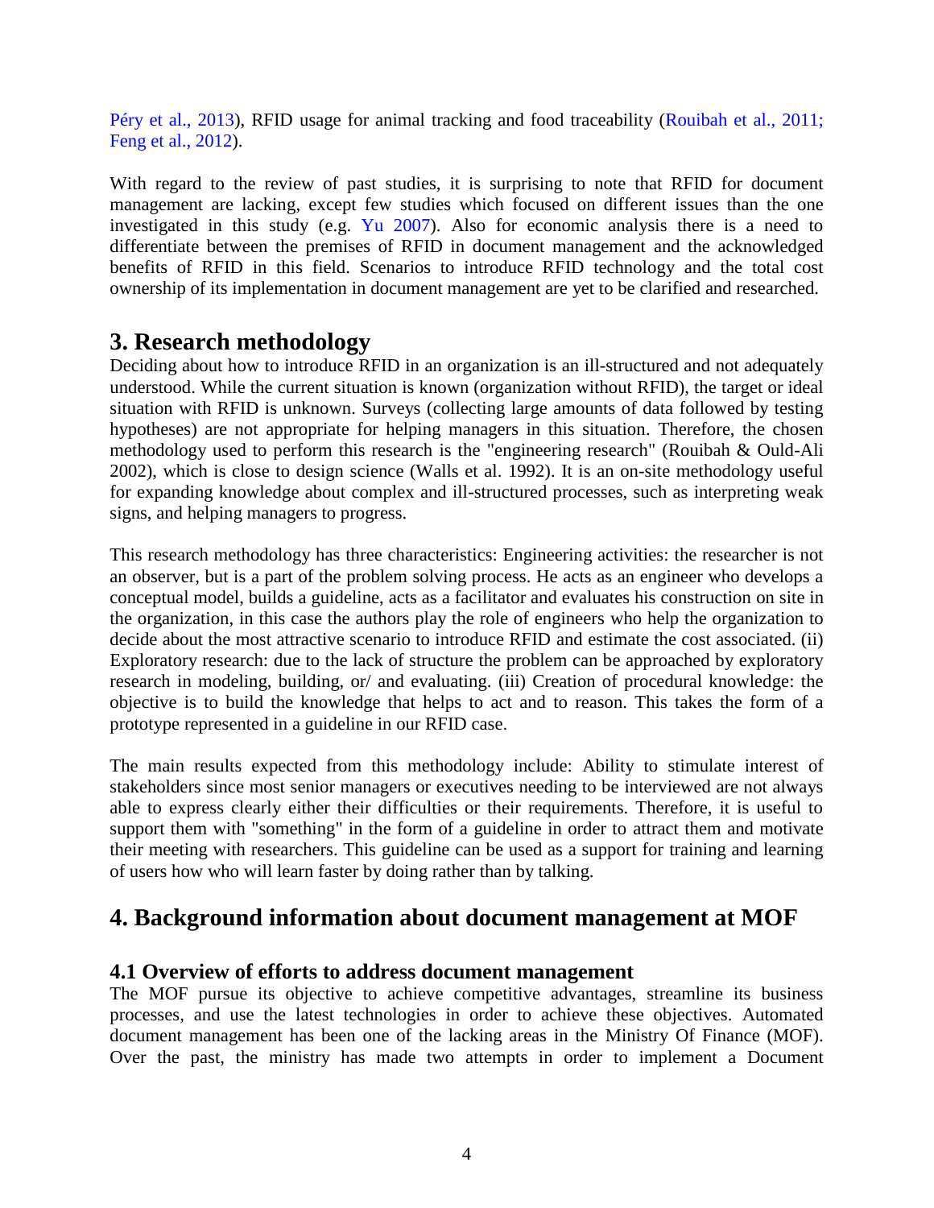Péry et al., 2013), RFID usage for animal tracking and food traceability (Rouibah et al., 2011; Feng et al., 2012).

With regard to the review of past studies, it is surprising to note that RFID for document management are lacking, except few studies which focused on different issues than the one investigated in this study (e.g. Yu 2007). Also for economic analysis there is a need to differentiate between the premises of RFID in document management and the acknowledged benefits of RFID in this field. Scenarios to introduce RFID technology and the total cost ownership of its implementation in document management are yet to be clarified and researched.

## 3. Research methodology

Deciding about how to introduce RFID in an organization is an ill-structured and not adequately understood. While the current situation is known (organization without RFID), the target or ideal situation with RFID is unknown. Surveys (collecting large amounts of data followed by testing hypotheses) are not appropriate for helping managers in this situation. Therefore, the chosen methodology used to perform this research is the "engineering research" (Rouibah & Ould-Ali 2002), which is close to design science (Walls et al. 1992). It is an on-site methodology useful for expanding knowledge about complex and ill-structured processes, such as interpreting weak signs, and helping managers to progress.

This research methodology has three characteristics: Engineering activities: the researcher is not an observer, but is a part of the problem solving process. He acts as an engineer who develops a conceptual model, builds a guideline, acts as a facilitator and evaluates his construction on site in the organization, in this case the authors play the role of engineers who help the organization to decide about the most attractive scenario to introduce RFID and estimate the cost associated. (ii) Exploratory research: due to the lack of structure the problem can be approached by exploratory research in modeling, building, or/ and evaluating. (iii) Creation of procedural knowledge: the objective is to build the knowledge that helps to act and to reason. This takes the form of a prototype represented in a guideline in our RFID case.

The main results expected from this methodology include: Ability to stimulate interest of stakeholders since most senior managers or executives needing to be interviewed are not always able to express clearly either their difficulties or their requirements. Therefore, it is useful to support them with "something" in the form of a guideline in order to attract them and motivate their meeting with researchers. This guideline can be used as a support for training and learning of users how who will learn faster by doing rather than by talking.

## 4. Background information about document management at MOF

### 4.1 Overview of efforts to address document management

The MOF pursue its objective to achieve competitive advantages, streamline its business processes, and use the latest technologies in order to achieve these objectives. Automated document management has been one of the lacking areas in the Ministry Of Finance (MOF). Over the past, the ministry has made two attempts in order to implement a Document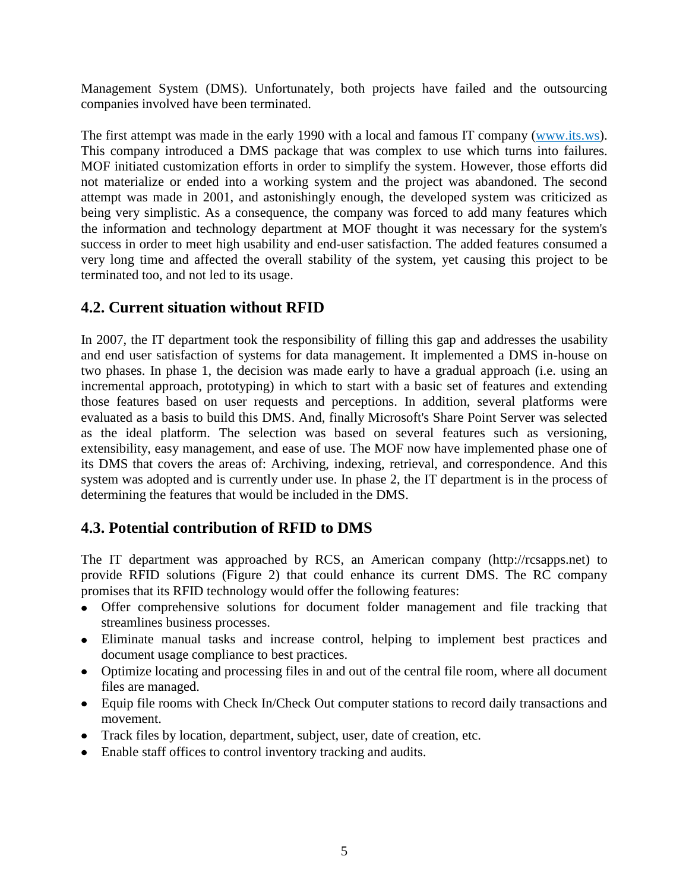Management System (DMS). Unfortunately, both projects have failed and the outsourcing companies involved have been terminated.

The first attempt was made in the early 1990 with a local and famous IT company (www.its.ws). This company introduced a DMS package that was complex to use which turns into failures. MOF initiated customization efforts in order to simplify the system. However, those efforts did not materialize or ended into a working system and the project was abandoned. The second attempt was made in 2001, and astonishingly enough, the developed system was criticized as being very simplistic. As a consequence, the company was forced to add many features which the information and technology department at MOF thought it was necessary for the system's success in order to meet high usability and end-user satisfaction. The added features consumed a very long time and affected the overall stability of the system, yet causing this project to be terminated too, and not led to its usage.

## 4.2. Current situation without RFID

In 2007, the IT department took the responsibility of filling this gap and addresses the usability and end user satisfaction of systems for data management. It implemented a DMS in-house on two phases. In phase 1, the decision was made early to have a gradual approach (i.e. using an incremental approach, prototyping) in which to start with a basic set of features and extending those features based on user requests and perceptions. In addition, several platforms were evaluated as a basis to build this DMS. And, finally Microsoft's Share Point Server was selected as the ideal platform. The selection was based on several features such as versioning, extensibility, easy management, and ease of use. The MOF now have implemented phase one of its DMS that covers the areas of: Archiving, indexing, retrieval, and correspondence. And this system was adopted and is currently under use. In phase 2, the IT department is in the process of determining the features that would be included in the DMS.

## 4.3. Potential contribution of RFID to DMS

The IT department was approached by RCS, an American company (http://rcsapps.net) to provide RFID solutions (Figure 2) that could enhance its current DMS. The RC company promises that its RFID technology would offer the following features:

- Offer comprehensive solutions for document folder management and file tracking that streamlines business processes.
- Eliminate manual tasks and increase control, helping to implement best practices and document usage compliance to best practices.
- Optimize locating and processing files in and out of the central file room, where all document files are managed.
- Equip file rooms with Check In/Check Out computer stations to record daily transactions and movement.
- Track files by location, department, subject, user, date of creation, etc.
- Enable staff offices to control inventory tracking and audits.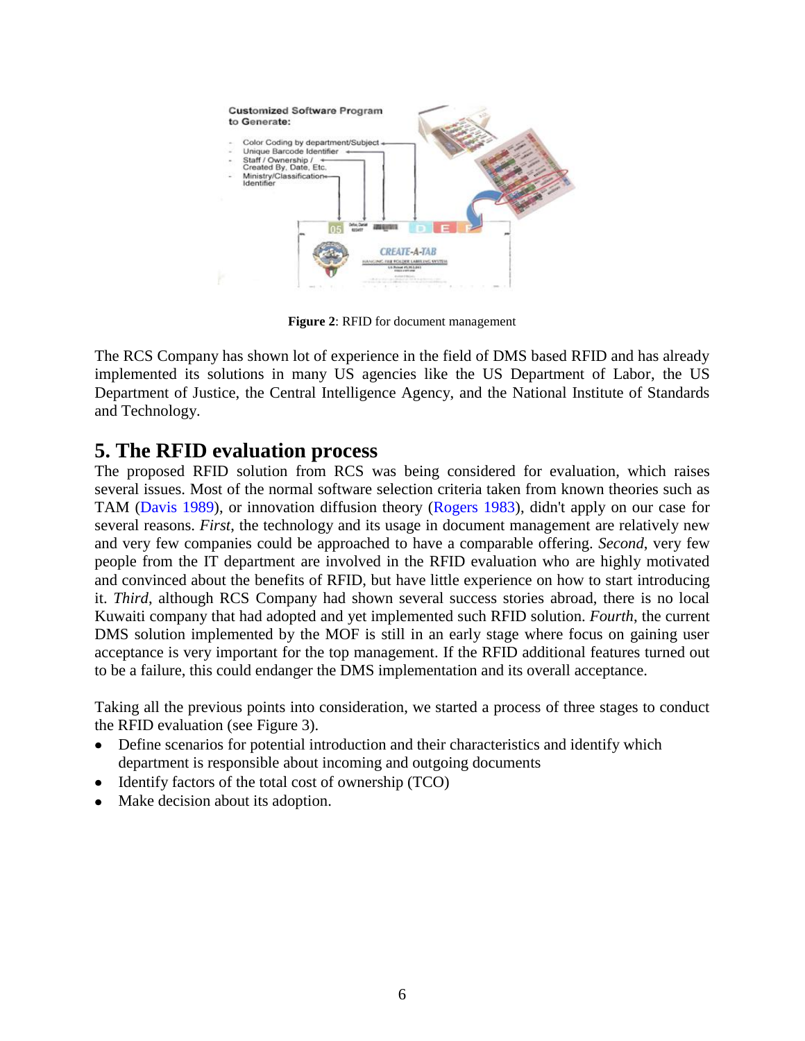**Figure 2**: RFID for document management

The RCS Company has shown lot of experience in the field of DMS based RFID and has already implemented its solutions in many US agencies like the US Department of Labor, the US Department of Justice, the Central Intelligence Agency, and the National Institute of Standards and Technology.

## 5. The RFID evaluation process

The proposed RFID solution from RCS was being considered for evaluation, which raises several issues. Most of the normal software selection criteria taken from known theories such as TAM (Davis 1989), or innovation diffusion theory (Rogers 1983), didn't apply on our case for several reasons. *First*, the technology and its usage in document management are relatively new and very few companies could be approached to have a comparable offering. *Second*, very few people from the IT department are involved in the RFID evaluation who are highly motivated and convinced about the benefits of RFID, but have little experience on how to start introducing it. *Third*, although RCS Company had shown several success stories abroad, there is no local Kuwaiti company that had adopted and yet implemented such RFID solution. *Fourth*, the current DMS solution implemented by the MOF is still in an early stage where focus on gaining user acceptance is very important for the top management. If the RFID additional features turned out to be a failure, this could endanger the DMS implementation and its overall acceptance.

Taking all the previous points into consideration, we started a process of three stages to conduct the RFID evaluation (see Figure 3).

- Define scenarios for potential introduction and their characteristics and identify which department is responsible about incoming and outgoing documents
- Identify factors of the total cost of ownership (TCO)
- Make decision about its adoption.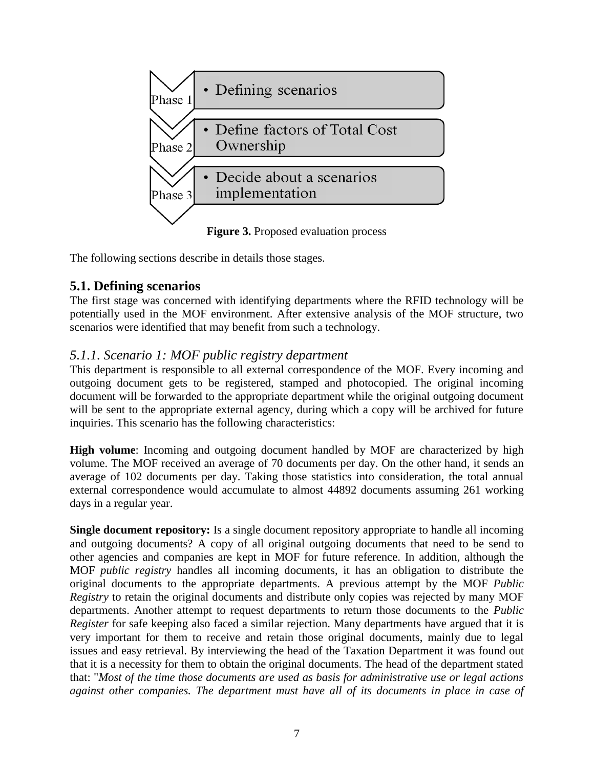Phase 1 • Defining scenarios

Phase 2 • Define factors of Total Cost Ownership

Phase 3 • Decide about a scenarios implementation

**Figure 3.** Proposed evaluation process

The following sections describe in details those stages.

## 5.1. Defining scenarios

The first stage was concerned with identifying departments where the RFID technology will be potentially used in the MOF environment. After extensive analysis of the MOF structure, two scenarios were identified that may benefit from such a technology.

### *5.1.1. Scenario 1: MOF public registry department*

This department is responsible to all external correspondence of the MOF. Every incoming and outgoing document gets to be registered, stamped and photocopied. The original incoming document will be forwarded to the appropriate department while the original outgoing document will be sent to the appropriate external agency, during which a copy will be archived for future inquiries. This scenario has the following characteristics:

**High volume**: Incoming and outgoing document handled by MOF are characterized by high volume. The MOF received an average of 70 documents per day. On the other hand, it sends an average of 102 documents per day. Taking those statistics into consideration, the total annual external correspondence would accumulate to almost 44892 documents assuming 261 working days in a regular year.

**Single document repository:** Is a single document repository appropriate to handle all incoming and outgoing documents? A copy of all original outgoing documents that need to be send to other agencies and companies are kept in MOF for future reference. In addition, although the MOF *public registry* handles all incoming documents, it has an obligation to distribute the original documents to the appropriate departments. A previous attempt by the MOF *Public Registry* to retain the original documents and distribute only copies was rejected by many MOF departments. Another attempt to request departments to return those documents to the *Public Register* for safe keeping also faced a similar rejection. Many departments have argued that it is very important for them to receive and retain those original documents, mainly due to legal issues and easy retrieval. By interviewing the head of the Taxation Department it was found out that it is a necessity for them to obtain the original documents. The head of the department stated that: "*Most of the time those documents are used as basis for administrative use or legal actions against other companies. The department must have all of its documents in place in case of*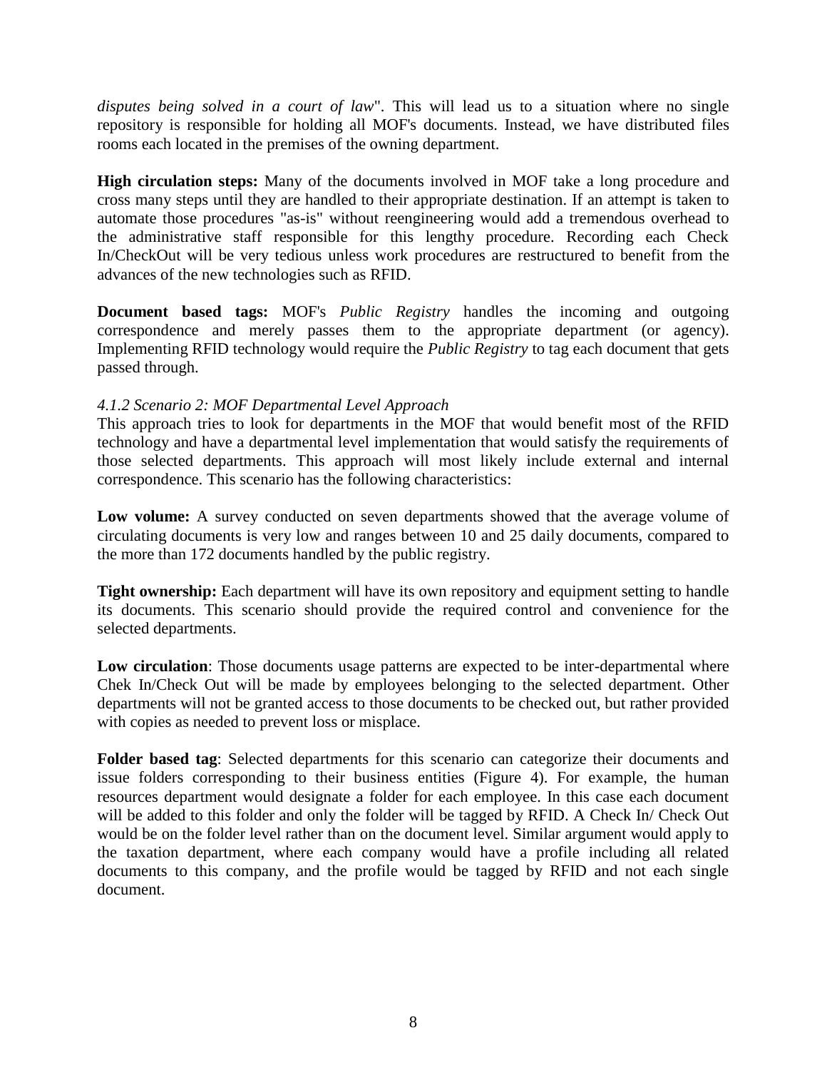*disputes being solved in a court of law*". This will lead us to a situation where no single repository is responsible for holding all MOF's documents. Instead, we have distributed files rooms each located in the premises of the owning department.

**High circulation steps:** Many of the documents involved in MOF take a long procedure and cross many steps until they are handled to their appropriate destination. If an attempt is taken to automate those procedures "as-is" without reengineering would add a tremendous overhead to the administrative staff responsible for this lengthy procedure. Recording each Check In/CheckOut will be very tedious unless work procedures are restructured to benefit from the advances of the new technologies such as RFID.

**Document based tags:** MOF's *Public Registry* handles the incoming and outgoing correspondence and merely passes them to the appropriate department (or agency). Implementing RFID technology would require the *Public Registry* to tag each document that gets passed through.

*4.1.2 Scenario 2: MOF Departmental Level Approach*

This approach tries to look for departments in the MOF that would benefit most of the RFID technology and have a departmental level implementation that would satisfy the requirements of those selected departments. This approach will most likely include external and internal correspondence. This scenario has the following characteristics:

**Low volume:** A survey conducted on seven departments showed that the average volume of circulating documents is very low and ranges between 10 and 25 daily documents, compared to the more than 172 documents handled by the public registry.

**Tight ownership:** Each department will have its own repository and equipment setting to handle its documents. This scenario should provide the required control and convenience for the selected departments.

**Low circulation**: Those documents usage patterns are expected to be inter-departmental where Chek In/Check Out will be made by employees belonging to the selected department. Other departments will not be granted access to those documents to be checked out, but rather provided with copies as needed to prevent loss or misplace.

**Folder based tag**: Selected departments for this scenario can categorize their documents and issue folders corresponding to their business entities (Figure 4). For example, the human resources department would designate a folder for each employee. In this case each document will be added to this folder and only the folder will be tagged by RFID. A Check In/ Check Out would be on the folder level rather than on the document level. Similar argument would apply to the taxation department, where each company would have a profile including all related documents to this company, and the profile would be tagged by RFID and not each single document.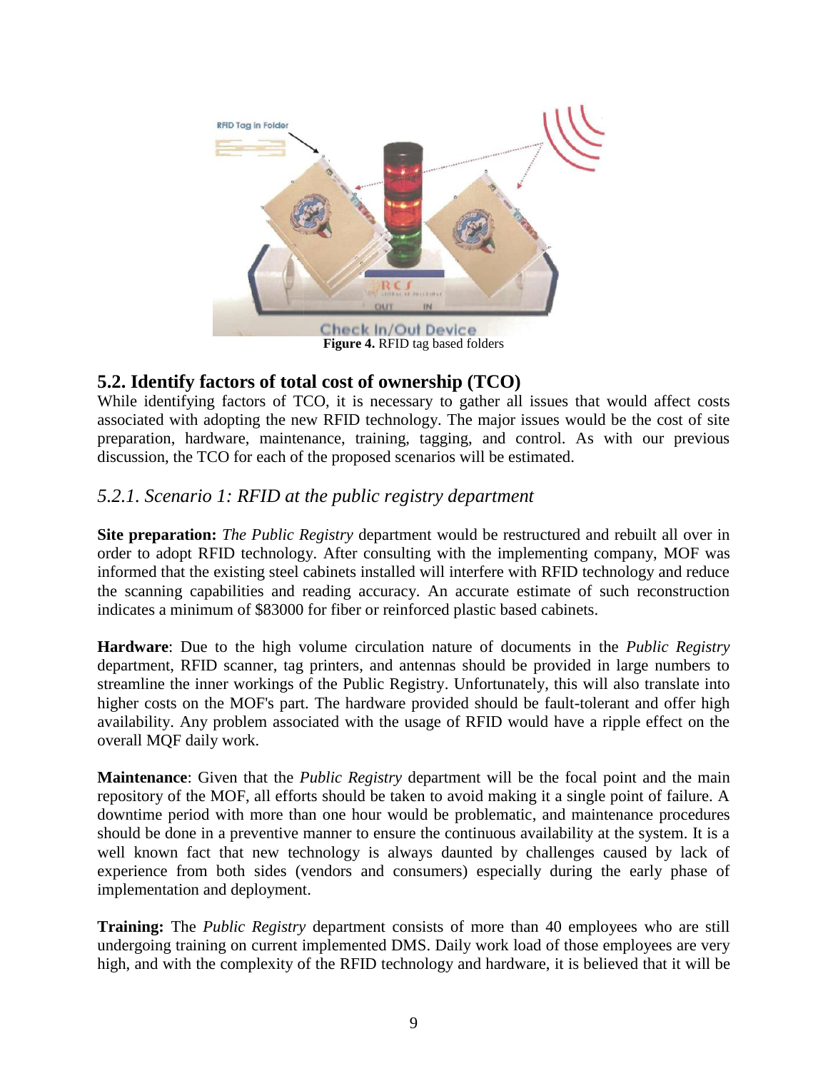**Figure 4.** RFID tag based folders

## 5.2. Identify factors of total cost of ownership (TCO)

While identifying factors of TCO, it is necessary to gather all issues that would affect costs associated with adopting the new RFID technology. The major issues would be the cost of site preparation, hardware, maintenance, training, tagging, and control. As with our previous discussion, the TCO for each of the proposed scenarios will be estimated.

### *5.2.1. Scenario 1: RFID at the public registry department*

**Site preparation:** *The Public Registry* department would be restructured and rebuilt all over in order to adopt RFID technology. After consulting with the implementing company, MOF was informed that the existing steel cabinets installed will interfere with RFID technology and reduce the scanning capabilities and reading accuracy. An accurate estimate of such reconstruction indicates a minimum of $83000 for fiber or reinforced plastic based cabinets.

**Hardware**: Due to the high volume circulation nature of documents in the *Public Registry* department, RFID scanner, tag printers, and antennas should be provided in large numbers to streamline the inner workings of the Public Registry. Unfortunately, this will also translate into higher costs on the MOF's part. The hardware provided should be fault-tolerant and offer high availability. Any problem associated with the usage of RFID would have a ripple effect on the overall MQF daily work.

**Maintenance**: Given that the *Public Registry* department will be the focal point and the main repository of the MOF, all efforts should be taken to avoid making it a single point of failure. A downtime period with more than one hour would be problematic, and maintenance procedures should be done in a preventive manner to ensure the continuous availability at the system. It is a well known fact that new technology is always daunted by challenges caused by lack of experience from both sides (vendors and consumers) especially during the early phase of implementation and deployment.

**Training:** The *Public Registry* department consists of more than 40 employees who are still undergoing training on current implemented DMS. Daily work load of those employees are very high, and with the complexity of the RFID technology and hardware, it is believed that it will be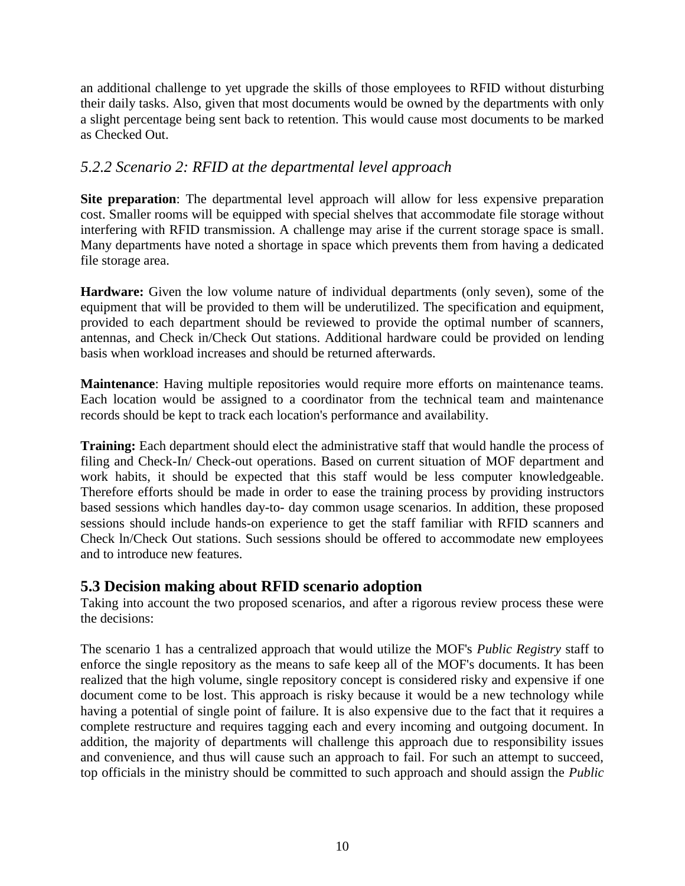an additional challenge to yet upgrade the skills of those employees to RFID without disturbing their daily tasks. Also, given that most documents would be owned by the departments with only a slight percentage being sent back to retention. This would cause most documents to be marked as Checked Out.

### *5.2.2 Scenario 2: RFID at the departmental level approach*

**Site preparation**: The departmental level approach will allow for less expensive preparation cost. Smaller rooms will be equipped with special shelves that accommodate file storage without interfering with RFID transmission. A challenge may arise if the current storage space is small. Many departments have noted a shortage in space which prevents them from having a dedicated file storage area.

**Hardware:** Given the low volume nature of individual departments (only seven), some of the equipment that will be provided to them will be underutilized. The specification and equipment, provided to each department should be reviewed to provide the optimal number of scanners, antennas, and Check in/Check Out stations. Additional hardware could be provided on lending basis when workload increases and should be returned afterwards.

**Maintenance**: Having multiple repositories would require more efforts on maintenance teams. Each location would be assigned to a coordinator from the technical team and maintenance records should be kept to track each location's performance and availability.

**Training:** Each department should elect the administrative staff that would handle the process of filing and Check-In/ Check-out operations. Based on current situation of MOF department and work habits, it should be expected that this staff would be less computer knowledgeable. Therefore efforts should be made in order to ease the training process by providing instructors based sessions which handles day-to- day common usage scenarios. In addition, these proposed sessions should include hands-on experience to get the staff familiar with RFID scanners and Check ln/Check Out stations. Such sessions should be offered to accommodate new employees and to introduce new features.

## 5.3 Decision making about RFID scenario adoption

Taking into account the two proposed scenarios, and after a rigorous review process these were the decisions:

The scenario 1 has a centralized approach that would utilize the MOF's *Public Registry* staff to enforce the single repository as the means to safe keep all of the MOF's documents. It has been realized that the high volume, single repository concept is considered risky and expensive if one document come to be lost. This approach is risky because it would be a new technology while having a potential of single point of failure. It is also expensive due to the fact that it requires a complete restructure and requires tagging each and every incoming and outgoing document. In addition, the majority of departments will challenge this approach due to responsibility issues and convenience, and thus will cause such an approach to fail. For such an attempt to succeed, top officials in the ministry should be committed to such approach and should assign the *Public*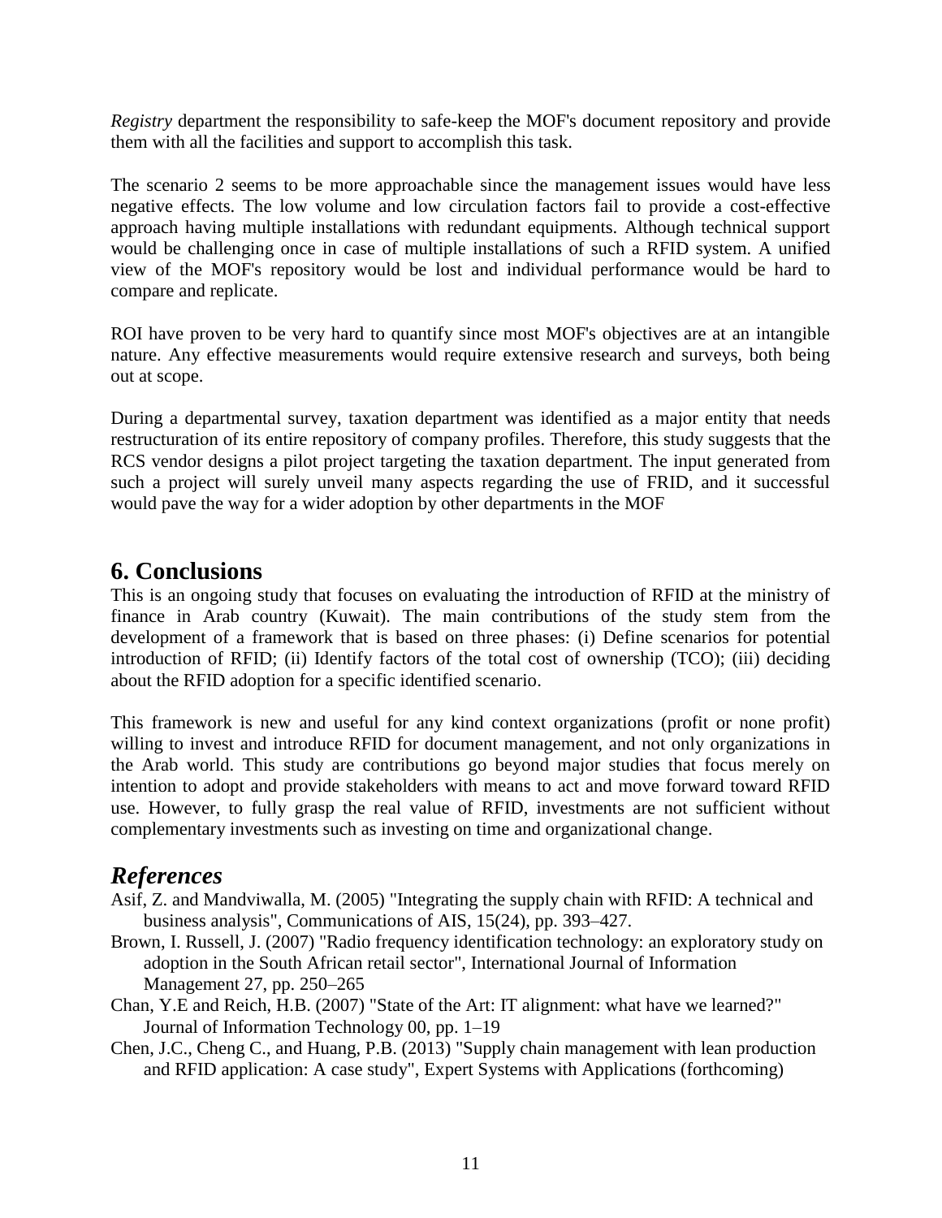*Registry* department the responsibility to safe-keep the MOF's document repository and provide them with all the facilities and support to accomplish this task.

The scenario 2 seems to be more approachable since the management issues would have less negative effects. The low volume and low circulation factors fail to provide a cost-effective approach having multiple installations with redundant equipments. Although technical support would be challenging once in case of multiple installations of such a RFID system. A unified view of the MOF's repository would be lost and individual performance would be hard to compare and replicate.

ROI have proven to be very hard to quantify since most MOF's objectives are at an intangible nature. Any effective measurements would require extensive research and surveys, both being out at scope.

During a departmental survey, taxation department was identified as a major entity that needs restructuration of its entire repository of company profiles. Therefore, this study suggests that the RCS vendor designs a pilot project targeting the taxation department. The input generated from such a project will surely unveil many aspects regarding the use of FRID, and it successful would pave the way for a wider adoption by other departments in the MOF

## 6. Conclusions

This is an ongoing study that focuses on evaluating the introduction of RFID at the ministry of finance in Arab country (Kuwait). The main contributions of the study stem from the development of a framework that is based on three phases: (i) Define scenarios for potential introduction of RFID; (ii) Identify factors of the total cost of ownership (TCO); (iii) deciding about the RFID adoption for a specific identified scenario.

This framework is new and useful for any kind context organizations (profit or none profit) willing to invest and introduce RFID for document management, and not only organizations in the Arab world. This study are contributions go beyond major studies that focus merely on intention to adopt and provide stakeholders with means to act and move forward toward RFID use. However, to fully grasp the real value of RFID, investments are not sufficient without complementary investments such as investing on time and organizational change.

## *References*

Asif, Z. and Mandviwalla, M. (2005) "Integrating the supply chain with RFID: A technical and business analysis", Communications of AIS, 15(24), pp. 393–427.

Brown, I. Russell, J. (2007) "Radio frequency identification technology: an exploratory study on adoption in the South African retail sector", International Journal of Information Management 27, pp. 250–265

Chan, Y.E and Reich, H.B. (2007) "State of the Art: IT alignment: what have we learned?" Journal of Information Technology 00, pp. 1–19

Chen, J.C., Cheng C., and Huang, P.B. (2013) "Supply chain management with lean production and RFID application: A case study", Expert Systems with Applications (forthcoming)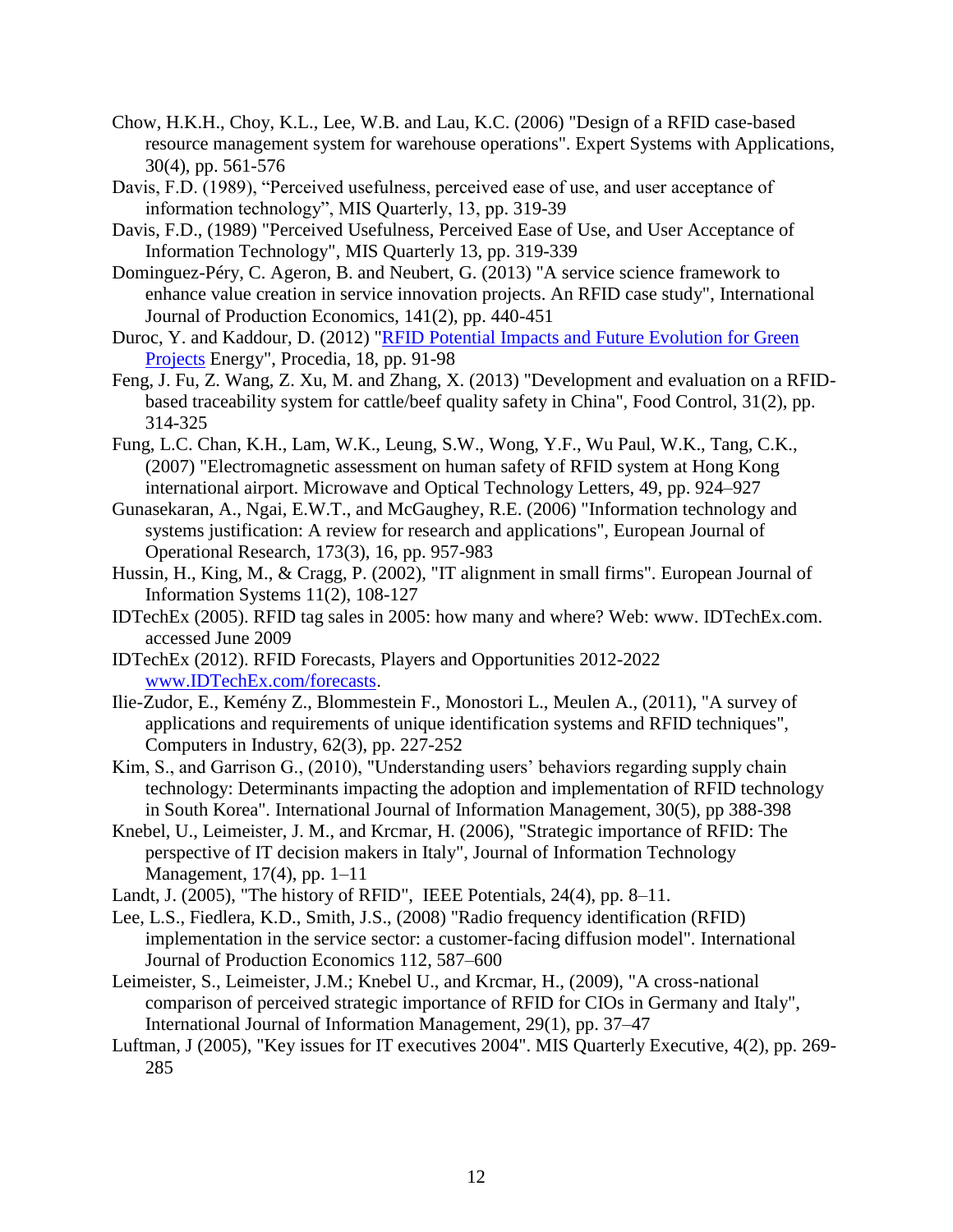Chow, H.K.H., Choy, K.L., Lee, W.B. and Lau, K.C. (2006) "Design of a RFID case-based resource management system for warehouse operations". Expert Systems with Applications, 30(4), pp. 561-576

Davis, F.D. (1989), "Perceived usefulness, perceived ease of use, and user acceptance of information technology", MIS Quarterly, 13, pp. 319-39

Davis, F.D., (1989) "Perceived Usefulness, Perceived Ease of Use, and User Acceptance of Information Technology", MIS Quarterly 13, pp. 319-339

Dominguez-Péry, C. Ageron, B. and Neubert, G. (2013) "A service science framework to enhance value creation in service innovation projects. An RFID case study", International Journal of Production Economics, 141(2), pp. 440-451

Duroc, Y. and Kaddour, D. (2012) "RFID Potential Impacts and Future Evolution for Green Projects Energy", Procedia, 18, pp. 91-98

Feng, J. Fu, Z. Wang, Z. Xu, M. and Zhang, X. (2013) "Development and evaluation on a RFID-based traceability system for cattle/beef quality safety in China", Food Control, 31(2), pp. 314-325

Fung, L.C. Chan, K.H., Lam, W.K., Leung, S.W., Wong, Y.F., Wu Paul, W.K., Tang, C.K., (2007) "Electromagnetic assessment on human safety of RFID system at Hong Kong international airport. Microwave and Optical Technology Letters, 49, pp. 924–927

Gunasekaran, A., Ngai, E.W.T., and McGaughey, R.E. (2006) "Information technology and systems justification: A review for research and applications", European Journal of Operational Research, 173(3), 16, pp. 957-983

Hussin, H., King, M., & Cragg, P. (2002), "IT alignment in small firms". European Journal of Information Systems 11(2), 108-127

IDTechEx (2005). RFID tag sales in 2005: how many and where? Web: www. IDTechEx.com. accessed June 2009

IDTechEx (2012). RFID Forecasts, Players and Opportunities 2012-2022 www.IDTechEx.com/forecasts.

Ilie-Zudor, E., Kemény Z., Blommestein F., Monostori L., Meulen A., (2011), "A survey of applications and requirements of unique identification systems and RFID techniques", Computers in Industry, 62(3), pp. 227-252

Kim, S., and Garrison G., (2010), "Understanding users' behaviors regarding supply chain technology: Determinants impacting the adoption and implementation of RFID technology in South Korea". International Journal of Information Management, 30(5), pp 388-398

Knebel, U., Leimeister, J. M., and Krcmar, H. (2006), "Strategic importance of RFID: The perspective of IT decision makers in Italy", Journal of Information Technology Management, 17(4), pp. 1–11

Landt, J. (2005), "The history of RFID", IEEE Potentials, 24(4), pp. 8–11.

Lee, L.S., Fiedlera, K.D., Smith, J.S., (2008) "Radio frequency identification (RFID) implementation in the service sector: a customer-facing diffusion model". International Journal of Production Economics 112, 587–600

Leimeister, S., Leimeister, J.M.; Knebel U., and Krcmar, H., (2009), "A cross-national comparison of perceived strategic importance of RFID for CIOs in Germany and Italy", International Journal of Information Management, 29(1), pp. 37–47

Luftman, J (2005), "Key issues for IT executives 2004". MIS Quarterly Executive, 4(2), pp. 269-285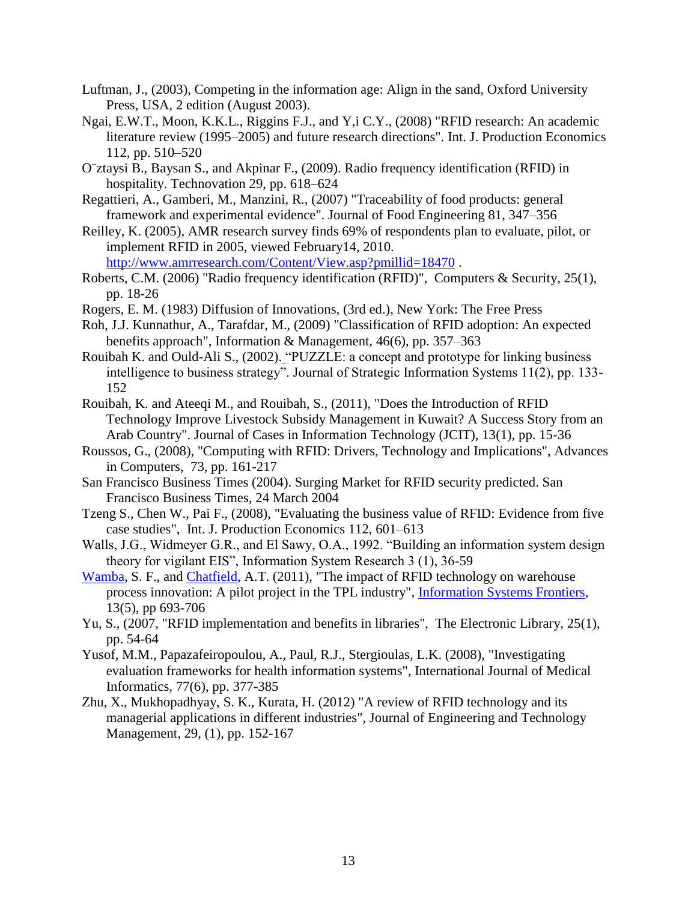Luftman, J., (2003), Competing in the information age: Align in the sand, Oxford University Press, USA, 2 edition (August 2003).

Ngai, E.W.T., Moon, K.K.L., Riggins F.J., and Y,i C.Y., (2008) "RFID research: An academic literature review (1995–2005) and future research directions". Int. J. Production Economics 112, pp. 510–520

O¨ztaysi B., Baysan S., and Akpinar F., (2009). Radio frequency identification (RFID) in hospitality. Technovation 29, pp. 618–624

Regattieri, A., Gamberi, M., Manzini, R., (2007) "Traceability of food products: general framework and experimental evidence". Journal of Food Engineering 81, 347–356

Reilley, K. (2005), AMR research survey finds 69% of respondents plan to evaluate, pilot, or implement RFID in 2005, viewed February14, 2010. http://www.amrresearch.com/Content/View.asp?pmillid=18470 .

Roberts, C.M. (2006) "Radio frequency identification (RFID)", Computers & Security, 25(1), pp. 18-26

Rogers, E. M. (1983) Diffusion of Innovations, (3rd ed.), New York: The Free Press

Roh, J.J. Kunnathur, A., Tarafdar, M., (2009) "Classification of RFID adoption: An expected benefits approach", Information & Management, 46(6), pp. 357–363

Rouibah K. and Ould-Ali S., (2002). "PUZZLE: a concept and prototype for linking business intelligence to business strategy". Journal of Strategic Information Systems 11(2), pp. 133-152

Rouibah, K. and Ateeqi M., and Rouibah, S., (2011), "Does the Introduction of RFID Technology Improve Livestock Subsidy Management in Kuwait? A Success Story from an Arab Country". Journal of Cases in Information Technology (JCIT), 13(1), pp. 15-36

Roussos, G., (2008), "Computing with RFID: Drivers, Technology and Implications", Advances in Computers, 73, pp. 161-217

San Francisco Business Times (2004). Surging Market for RFID security predicted. San Francisco Business Times, 24 March 2004

Tzeng S., Chen W., Pai F., (2008), "Evaluating the business value of RFID: Evidence from five case studies", Int. J. Production Economics 112, 601–613

Walls, J.G., Widmeyer G.R., and El Sawy, O.A., 1992. "Building an information system design theory for vigilant EIS", Information System Research 3 (1), 36-59

Wamba, S. F., and Chatfield, A.T. (2011), "The impact of RFID technology on warehouse process innovation: A pilot project in the TPL industry", Information Systems Frontiers, 13(5), pp 693-706

Yu, S., (2007, "RFID implementation and benefits in libraries", The Electronic Library, 25(1), pp. 54-64

Yusof, M.M., Papazafeiropoulou, A., Paul, R.J., Stergioulas, L.K. (2008), "Investigating evaluation frameworks for health information systems", International Journal of Medical Informatics, 77(6), pp. 377-385

Zhu, X., Mukhopadhyay, S. K., Kurata, H. (2012) "A review of RFID technology and its managerial applications in different industries", Journal of Engineering and Technology Management, 29, (1), pp. 152-167